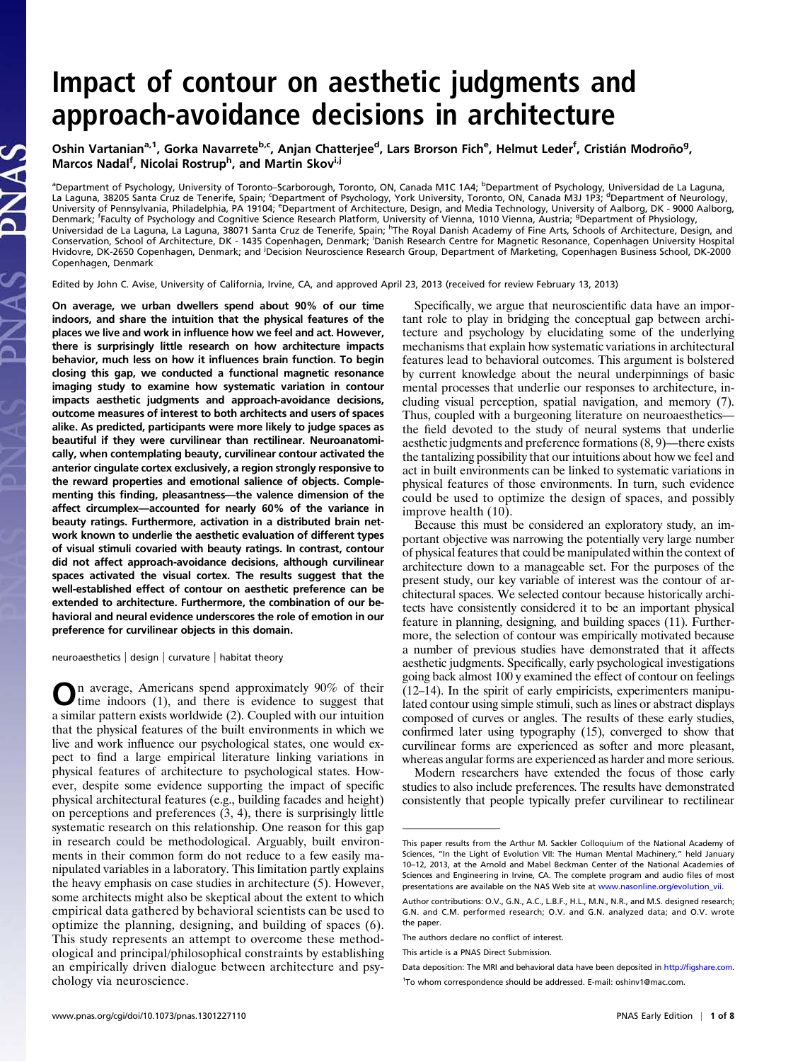# Impact of contour on aesthetic judgments and approach-avoidance decisions in architecture

Oshin Vartanian[a,1], Gorka Navarrete[b,c], Anjan Chatterjee[d], Lars Brorson Fich[e], Helmut Leder[f], Cristián Modroño[g], Marcos Nadal[f], Nicolai Rostrup[h], and Martin Skov[i,j]

[a]Department of Psychology, University of Toronto–Scarborough, Toronto, ON, Canada M1C 1A4; [b]Department of Psychology, Universidad de La Laguna, La Laguna, 38205 Santa Cruz de Tenerife, Spain; [c]Department of Psychology, York University, Toronto, ON, Canada M3J 1P3; [d]Department of Neurology, University of Pennsylvania, Philadelphia, PA 19104; [e]Department of Architecture, Design, and Media Technology, University of Aalborg, DK - 9000 Aalborg, Denmark; [f]Faculty of Psychology and Cognitive Science Research Platform, University of Vienna, 1010 Vienna, Austria; [g]Department of Physiology, Universidad de La Laguna, La Laguna, 38071 Santa Cruz de Tenerife, Spain; [h]The Royal Danish Academy of Fine Arts, Schools of Architecture, Design, and Conservation, School of Architecture, DK - 1435 Copenhagen, Denmark; [i]Danish Research Centre for Magnetic Resonance, Copenhagen University Hospital Hvidovre, DK-2650 Copenhagen, Denmark; and [j]Decision Neuroscience Research Group, Department of Marketing, Copenhagen Business School, DK-2000 Copenhagen, Denmark

Edited by John C. Avise, University of California, Irvine, CA, and approved April 23, 2013 (received for review February 13, 2013)

**On average, we urban dwellers spend about 90% of our time indoors, and share the intuition that the physical features of the places we live and work in influence how we feel and act. However, there is surprisingly little research on how architecture impacts behavior, much less on how it influences brain function. To begin closing this gap, we conducted a functional magnetic resonance imaging study to examine how systematic variation in contour impacts aesthetic judgments and approach-avoidance decisions, outcome measures of interest to both architects and users of spaces alike. As predicted, participants were more likely to judge spaces as beautiful if they were curvilinear than rectilinear. Neuroanatomically, when contemplating beauty, curvilinear contour activated the anterior cingulate cortex exclusively, a region strongly responsive to the reward properties and emotional salience of objects. Complementing this finding, pleasantness—the valence dimension of the affect circumplex—accounted for nearly 60% of the variance in beauty ratings. Furthermore, activation in a distributed brain network known to underlie the aesthetic evaluation of different types of visual stimuli covaried with beauty ratings. In contrast, contour did not affect approach-avoidance decisions, although curvilinear spaces activated the visual cortex. The results suggest that the well-established effect of contour on aesthetic preference can be extended to architecture. Furthermore, the combination of our behavioral and neural evidence underscores the role of emotion in our preference for curvilinear objects in this domain.**

neuroaesthetics | design | curvature | habitat theory

On average, Americans spend approximately 90% of their time indoors (1), and there is evidence to suggest that a similar pattern exists worldwide (2). Coupled with our intuition that the physical features of the built environments in which we live and work influence our psychological states, one would expect to find a large empirical literature linking variations in physical features of architecture to psychological states. However, despite some evidence supporting the impact of specific physical architectural features (e.g., building facades and height) on perceptions and preferences (3, 4), there is surprisingly little systematic research on this relationship. One reason for this gap in research could be methodological. Arguably, built environments in their common form do not reduce to a few easily manipulated variables in a laboratory. This limitation partly explains the heavy emphasis on case studies in architecture (5). However, some architects might also be skeptical about the extent to which empirical data gathered by behavioral scientists can be used to optimize the planning, designing, and building of spaces (6). This study represents an attempt to overcome these methodological and principal/philosophical constraints by establishing an empirically driven dialogue between architecture and psychology via neuroscience.

Specifically, we argue that neuroscientific data have an important role to play in bridging the conceptual gap between architecture and psychology by elucidating some of the underlying mechanisms that explain how systematic variations in architectural features lead to behavioral outcomes. This argument is bolstered by current knowledge about the neural underpinnings of basic mental processes that underlie our responses to architecture, including visual perception, spatial navigation, and memory (7). Thus, coupled with a burgeoning literature on neuroaesthetics—the field devoted to the study of neural systems that underlie aesthetic judgments and preference formations (8, 9)—there exists the tantalizing possibility that our intuitions about how we feel and act in built environments can be linked to systematic variations in physical features of those environments. In turn, such evidence could be used to optimize the design of spaces, and possibly improve health (10).

Because this must be considered an exploratory study, an important objective was narrowing the potentially very large number of physical features that could be manipulated within the context of architecture down to a manageable set. For the purposes of the present study, our key variable of interest was the contour of architectural spaces. We selected contour because historically architects have consistently considered it to be an important physical feature in planning, designing, and building spaces (11). Furthermore, the selection of contour was empirically motivated because a number of previous studies have demonstrated that it affects aesthetic judgments. Specifically, early psychological investigations going back almost 100 y examined the effect of contour on feelings (12–14). In the spirit of early empiricists, experimenters manipulated contour using simple stimuli, such as lines or abstract displays composed of curves or angles. The results of these early studies, confirmed later using typography (15), converged to show that curvilinear forms are experienced as softer and more pleasant, whereas angular forms are experienced as harder and more serious.

Modern researchers have extended the focus of those early studies to also include preferences. The results have demonstrated consistently that people typically prefer curvilinear to rectilinear

---

This paper results from the Arthur M. Sackler Colloquium of the National Academy of Sciences, "In the Light of Evolution VII: The Human Mental Machinery," held January 10–12, 2013, at the Arnold and Mabel Beckman Center of the National Academies of Sciences and Engineering in Irvine, CA. The complete program and audio files of most presentations are available on the NAS Web site at www.nasonline.org/evolution_vii.

Author contributions: O.V., G.N., A.C., L.B.F., H.L., M.N., N.R., and M.S. designed research; G.N. and C.M. performed research; O.V. and G.N. analyzed data; and O.V. wrote the paper.

The authors declare no conflict of interest.

This article is a PNAS Direct Submission.

Data deposition: The MRI and behavioral data have been deposited in http://figshare.com.

[1]To whom correspondence should be addressed. E-mail: oshinv1@mac.com.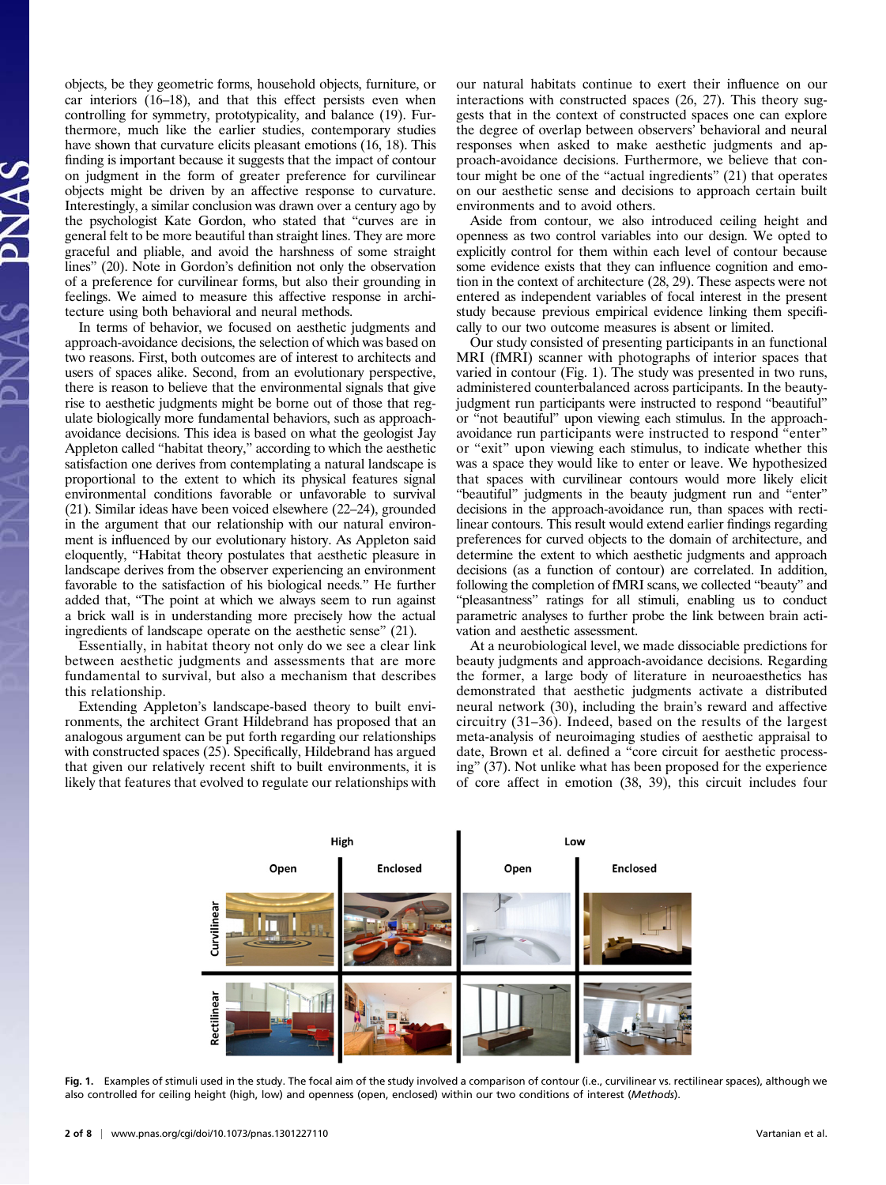objects, be they geometric forms, household objects, furniture, or car interiors (16–18), and that this effect persists even when controlling for symmetry, prototypicality, and balance (19). Furthermore, much like the earlier studies, contemporary studies have shown that curvature elicits pleasant emotions (16, 18). This finding is important because it suggests that the impact of contour on judgment in the form of greater preference for curvilinear objects might be driven by an affective response to curvature. Interestingly, a similar conclusion was drawn over a century ago by the psychologist Kate Gordon, who stated that "curves are in general felt to be more beautiful than straight lines. They are more graceful and pliable, and avoid the harshness of some straight lines" (20). Note in Gordon's definition not only the observation of a preference for curvilinear forms, but also their grounding in feelings. We aimed to measure this affective response in architecture using both behavioral and neural methods.

In terms of behavior, we focused on aesthetic judgments and approach-avoidance decisions, the selection of which was based on two reasons. First, both outcomes are of interest to architects and users of spaces alike. Second, from an evolutionary perspective, there is reason to believe that the environmental signals that give rise to aesthetic judgments might be borne out of those that regulate biologically more fundamental behaviors, such as approach-avoidance decisions. This idea is based on what the geologist Jay Appleton called "habitat theory," according to which the aesthetic satisfaction one derives from contemplating a natural landscape is proportional to the extent to which its physical features signal environmental conditions favorable or unfavorable to survival (21). Similar ideas have been voiced elsewhere (22–24), grounded in the argument that our relationship with our natural environment is influenced by our evolutionary history. As Appleton said eloquently, "Habitat theory postulates that aesthetic pleasure in landscape derives from the observer experiencing an environment favorable to the satisfaction of his biological needs." He further added that, "The point at which we always seem to run against a brick wall is in understanding more precisely how the actual ingredients of landscape operate on the aesthetic sense" (21).

Essentially, in habitat theory not only do we see a clear link between aesthetic judgments and assessments that are more fundamental to survival, but also a mechanism that describes this relationship.

Extending Appleton's landscape-based theory to built environments, the architect Grant Hildebrand has proposed that an analogous argument can be put forth regarding our relationships with constructed spaces (25). Specifically, Hildebrand has argued that given our relatively recent shift to built environments, it is likely that features that evolved to regulate our relationships with our natural habitats continue to exert their influence on our interactions with constructed spaces (26, 27). This theory suggests that in the context of constructed spaces one can explore the degree of overlap between observers' behavioral and neural responses when asked to make aesthetic judgments and approach-avoidance decisions. Furthermore, we believe that contour might be one of the "actual ingredients" (21) that operates on our aesthetic sense and decisions to approach certain built environments and to avoid others.

Aside from contour, we also introduced ceiling height and openness as two control variables into our design. We opted to explicitly control for them within each level of contour because some evidence exists that they can influence cognition and emotion in the context of architecture (28, 29). These aspects were not entered as independent variables of focal interest in the present study because previous empirical evidence linking them specifically to our two outcome measures is absent or limited.

Our study consisted of presenting participants in an functional MRI (fMRI) scanner with photographs of interior spaces that varied in contour (Fig. 1). The study was presented in two runs, administered counterbalanced across participants. In the beauty-judgment run participants were instructed to respond "beautiful" or "not beautiful" upon viewing each stimulus. In the approach-avoidance run participants were instructed to respond "enter" or "exit" upon viewing each stimulus, to indicate whether this was a space they would like to enter or leave. We hypothesized that spaces with curvilinear contours would more likely elicit "beautiful" judgments in the beauty judgment run and "enter" decisions in the approach-avoidance run, than spaces with rectilinear contours. This result would extend earlier findings regarding preferences for curved objects to the domain of architecture, and determine the extent to which aesthetic judgments and approach decisions (as a function of contour) are correlated. In addition, following the completion of fMRI scans, we collected "beauty" and "pleasantness" ratings for all stimuli, enabling us to conduct parametric analyses to further probe the link between brain activation and aesthetic assessment.

At a neurobiological level, we made dissociable predictions for beauty judgments and approach-avoidance decisions. Regarding the former, a large body of literature in neuroaesthetics has demonstrated that aesthetic judgments activate a distributed neural network (30), including the brain's reward and affective circuitry (31–36). Indeed, based on the results of the largest meta-analysis of neuroimaging studies of aesthetic appraisal to date, Brown et al. defined a "core circuit for aesthetic processing" (37). Not unlike what has been proposed for the experience of core affect in emotion (38, 39), this circuit includes four

**Fig. 1.** Examples of stimuli used in the study. The focal aim of the study involved a comparison of contour (i.e., curvilinear vs. rectilinear spaces), although we also controlled for ceiling height (high, low) and openness (open, enclosed) within our two conditions of interest (*Methods*).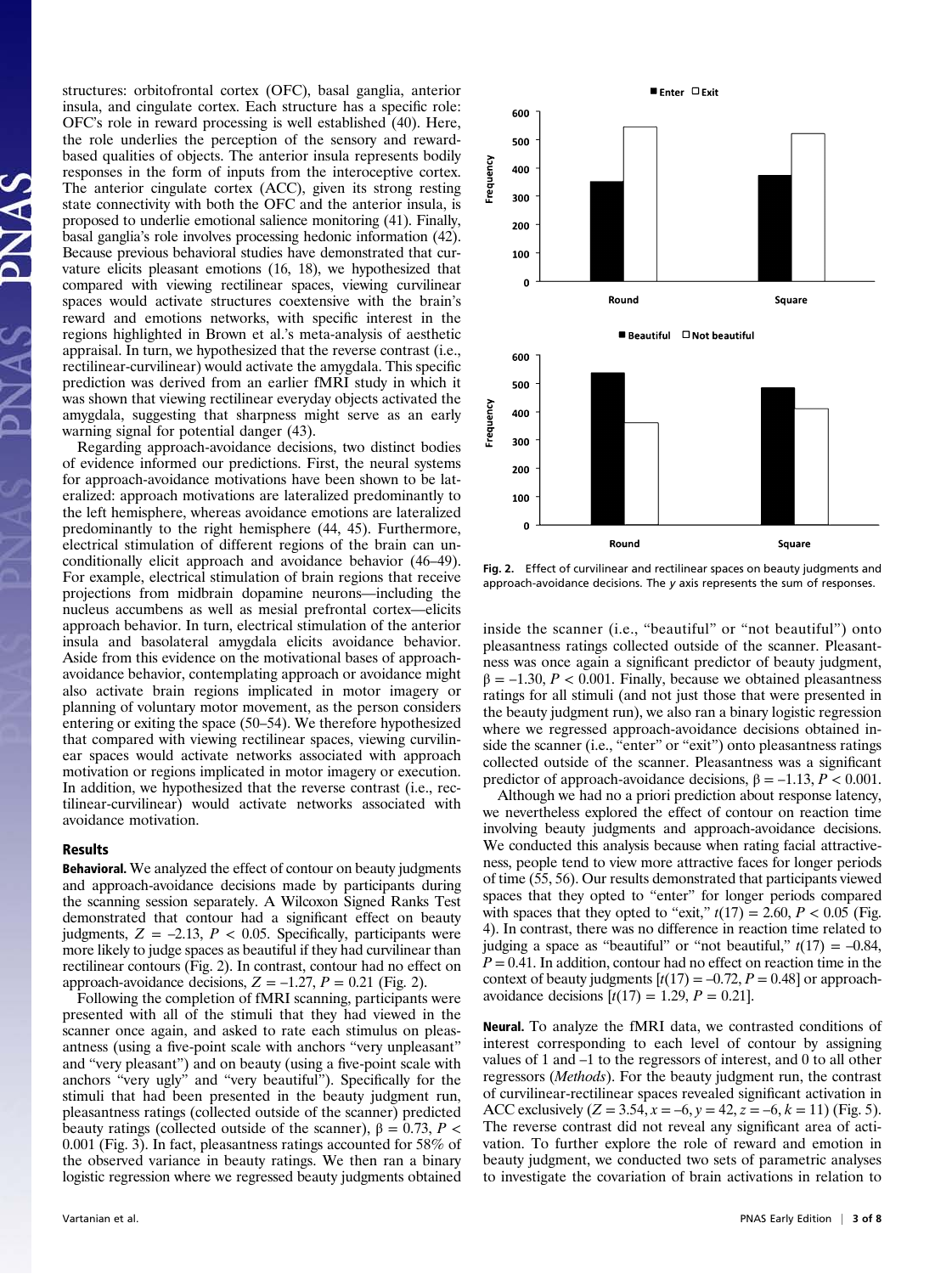structures: orbitofrontal cortex (OFC), basal ganglia, anterior insula, and cingulate cortex. Each structure has a specific role: OFC's role in reward processing is well established (40). Here, the role underlies the perception of the sensory and reward-based qualities of objects. The anterior insula represents bodily responses in the form of inputs from the interoceptive cortex. The anterior cingulate cortex (ACC), given its strong resting state connectivity with both the OFC and the anterior insula, is proposed to underlie emotional salience monitoring (41). Finally, basal ganglia's role involves processing hedonic information (42). Because previous behavioral studies have demonstrated that curvature elicits pleasant emotions (16, 18), we hypothesized that compared with viewing rectilinear spaces, viewing curvilinear spaces would activate structures coextensive with the brain's reward and emotions networks, with specific interest in the regions highlighted in Brown et al.'s meta-analysis of aesthetic appraisal. In turn, we hypothesized that the reverse contrast (i.e., rectilinear-curvilinear) would activate the amygdala. This specific prediction was derived from an earlier fMRI study in which it was shown that viewing rectilinear everyday objects activated the amygdala, suggesting that sharpness might serve as an early warning signal for potential danger (43).

Regarding approach-avoidance decisions, two distinct bodies of evidence informed our predictions. First, the neural systems for approach-avoidance motivations have been shown to be lateralized: approach motivations are lateralized predominantly to the left hemisphere, whereas avoidance emotions are lateralized predominantly to the right hemisphere (44, 45). Furthermore, electrical stimulation of different regions of the brain can unconditionally elicit approach and avoidance behavior (46–49). For example, electrical stimulation of brain regions that receive projections from midbrain dopamine neurons—including the nucleus accumbens as well as mesial prefrontal cortex—elicits approach behavior. In turn, electrical stimulation of the anterior insula and basolateral amygdala elicits avoidance behavior. Aside from this evidence on the motivational bases of approach-avoidance behavior, contemplating approach or avoidance might also activate brain regions implicated in motor imagery or planning of voluntary motor movement, as the person considers entering or exiting the space (50–54). We therefore hypothesized that compared with viewing rectilinear spaces, viewing curvilinear spaces would activate networks associated with approach motivation or regions implicated in motor imagery or execution. In addition, we hypothesized that the reverse contrast (i.e., rectilinear-curvilinear) would activate networks associated with avoidance motivation.

## Results

**Behavioral.** We analyzed the effect of contour on beauty judgments and approach-avoidance decisions made by participants during the scanning session separately. A Wilcoxon Signed Ranks Test demonstrated that contour had a significant effect on beauty judgments, $Z = -2.13$, $P < 0.05$. Specifically, participants were more likely to judge spaces as beautiful if they had curvilinear than rectilinear contours (Fig. 2). In contrast, contour had no effect on approach-avoidance decisions, $Z = -1.27$, $P = 0.21$ (Fig. 2).

Following the completion of fMRI scanning, participants were presented with all of the stimuli that they had viewed in the scanner once again, and asked to rate each stimulus on pleasantness (using a five-point scale with anchors "very unpleasant" and "very pleasant") and on beauty (using a five-point scale with anchors "very ugly" and "very beautiful"). Specifically for the stimuli that had been presented in the beauty judgment run, pleasantness ratings (collected outside of the scanner) predicted beauty ratings (collected outside of the scanner), $\beta = 0.73$, $P < 0.001$ (Fig. 3). In fact, pleasantness ratings accounted for 58% of the observed variance in beauty ratings. We then ran a binary logistic regression where we regressed beauty judgments obtained inside the scanner (i.e., "beautiful" or "not beautiful") onto pleasantness ratings collected outside of the scanner. Pleasantness was once again a significant predictor of beauty judgment, $\beta = -1.30$, $P < 0.001$. Finally, because we obtained pleasantness ratings for all stimuli (and not just those that were presented in the beauty judgment run), we also ran a binary logistic regression where we regressed approach-avoidance decisions obtained inside the scanner (i.e., "enter" or "exit") onto pleasantness ratings collected outside of the scanner. Pleasantness was a significant predictor of approach-avoidance decisions, $\beta = -1.13$, $P < 0.001$.

Fig. 2. Effect of curvilinear and rectilinear spaces on beauty judgments and approach-avoidance decisions. The *y* axis represents the sum of responses.

Although we had no a priori prediction about response latency, we nevertheless explored the effect of contour on reaction time involving beauty judgments and approach-avoidance decisions. We conducted this analysis because when rating facial attractiveness, people tend to view more attractive faces for longer periods of time (55, 56). Our results demonstrated that participants viewed spaces that they opted to "enter" for longer periods compared with spaces that they opted to "exit," $t(17) = 2.60$, $P < 0.05$ (Fig. 4). In contrast, there was no difference in reaction time related to judging a space as "beautiful" or "not beautiful," $t(17) = -0.84$, $P = 0.41$. In addition, contour had no effect on reaction time in the context of beauty judgments [$t(17) = -0.72$, $P = 0.48$] or approach-avoidance decisions [$t(17) = 1.29$, $P = 0.21$].

**Neural.** To analyze the fMRI data, we contrasted conditions of interest corresponding to each level of contour by assigning values of 1 and –1 to the regressors of interest, and 0 to all other regressors (*Methods*). For the beauty judgment run, the contrast of curvilinear-rectilinear spaces revealed significant activation in ACC exclusively ($Z = 3.54$, $x = -6$, $y = 42$, $z = -6$, $k = 11$) (Fig. 5). The reverse contrast did not reveal any significant area of activation. To further explore the role of reward and emotion in beauty judgment, we conducted two sets of parametric analyses to investigate the covariation of brain activations in relation to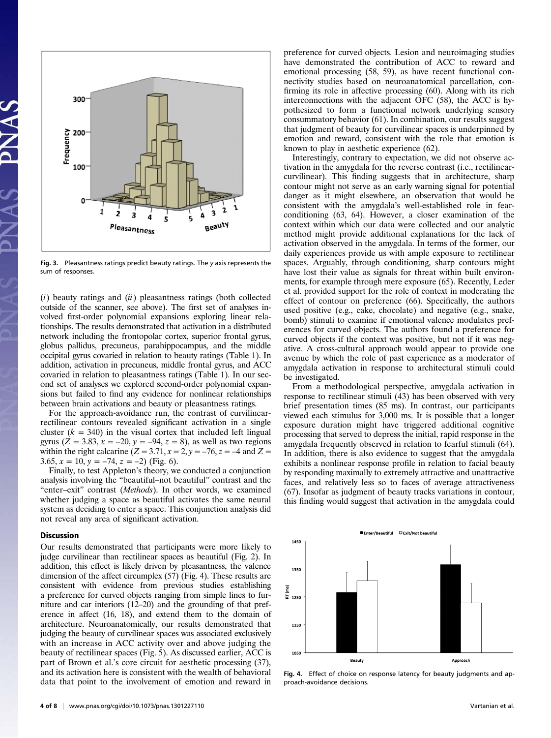Fig. 3. Pleasantness ratings predict beauty ratings. The *y* axis represents the sum of responses.

(*i*) beauty ratings and (*ii*) pleasantness ratings (both collected outside of the scanner, see above). The first set of analyses involved first-order polynomial expansions exploring linear relationships. The results demonstrated that activation in a distributed network including the frontopolar cortex, superior frontal gyrus, globus pallidus, precuneus, parahippocampus, and the middle occipital gyrus covaried in relation to beauty ratings (Table 1). In addition, activation in precuneus, middle frontal gyrus, and ACC covaried in relation to pleasantness ratings (Table 1). In our second set of analyses we explored second-order polynomial expansions but failed to find any evidence for nonlinear relationships between brain activations and beauty or pleasantness ratings.

For the approach-avoidance run, the contrast of curvilinear-rectilinear contours revealed significant activation in a single cluster ($k$ = 340) in the visual cortex that included left lingual gyrus ($Z$ = 3.83, $x$ = –20, $y$ = –94, $z$ = 8), as well as two regions within the right calcarine ($Z$ = 3.71, $x$ = 2, $y$ = –76, $z$ = –4 and $Z$ = 3.65, $x$ = 10, $y$ = –74, $z$ = –2) (Fig. 6).

Finally, to test Appleton's theory, we conducted a conjunction analysis involving the "beautiful–not beautiful" contrast and the "enter–exit" contrast (*Methods*). In other words, we examined whether judging a space as beautiful activates the same neural system as deciding to enter a space. This conjunction analysis did not reveal any area of significant activation.

## Discussion

Our results demonstrated that participants were more likely to judge curvilinear than rectilinear spaces as beautiful (Fig. 2). In addition, this effect is likely driven by pleasantness, the valence dimension of the affect circumplex (57) (Fig. 4). These results are consistent with evidence from previous studies establishing a preference for curved objects ranging from simple lines to furniture and car interiors (12–20) and the grounding of that preference in affect (16, 18), and extend them to the domain of architecture. Neuroanatomically, our results demonstrated that judging the beauty of curvilinear spaces was associated exclusively with an increase in ACC activity over and above judging the beauty of rectilinear spaces (Fig. 5). As discussed earlier, ACC is part of Brown et al.'s core circuit for aesthetic processing (37), and its activation here is consistent with the wealth of behavioral data that point to the involvement of emotion and reward in preference for curved objects. Lesion and neuroimaging studies have demonstrated the contribution of ACC to reward and emotional processing (58, 59), as have recent functional connectivity studies based on neuroanatomical parcellation, confirming its role in affective processing (60). Along with its rich interconnections with the adjacent OFC (58), the ACC is hypothesized to form a functional network underlying sensory consummatory behavior (61). In combination, our results suggest that judgment of beauty for curvilinear spaces is underpinned by emotion and reward, consistent with the role that emotion is known to play in aesthetic experience (62).

Interestingly, contrary to expectation, we did not observe activation in the amygdala for the reverse contrast (i.e., rectilinear-curvilinear). This finding suggests that in architecture, sharp contour might not serve as an early warning signal for potential danger as it might elsewhere, an observation that would be consistent with the amygdala's well-established role in fear-conditioning (63, 64). However, a closer examination of the context within which our data were collected and our analytic method might provide additional explanations for the lack of activation observed in the amygdala. In terms of the former, our daily experiences provide us with ample exposure to rectilinear spaces. Arguably, through conditioning, sharp contours might have lost their value as signals for threat within built environments, for example through mere exposure (65). Recently, Leder et al. provided support for the role of context in moderating the effect of contour on preference (66). Specifically, the authors used positive (e.g., cake, chocolate) and negative (e.g., snake, bomb) stimuli to examine if emotional valence modulates preferences for curved objects. The authors found a preference for curved objects if the context was positive, but not if it was negative. A cross-cultural approach would appear to provide one avenue by which the role of past experience as a moderator of amygdala activation in response to architectural stimuli could be investigated.

From a methodological perspective, amygdala activation in response to rectilinear stimuli (43) has been observed with very brief presentation times (85 ms). In contrast, our participants viewed each stimulus for 3,000 ms. It is possible that a longer exposure duration might have triggered additional cognitive processing that served to depress the initial, rapid response in the amygdala frequently observed in relation to fearful stimuli (64). In addition, there is also evidence to suggest that the amygdala exhibits a nonlinear response profile in relation to facial beauty by responding maximally to extremely attractive and unattractive faces, and relatively less so to faces of average attractiveness (67). Insofar as judgment of beauty tracks variations in contour, this finding would suggest that activation in the amygdala could

Fig. 4. Effect of choice on response latency for beauty judgments and approach-avoidance decisions.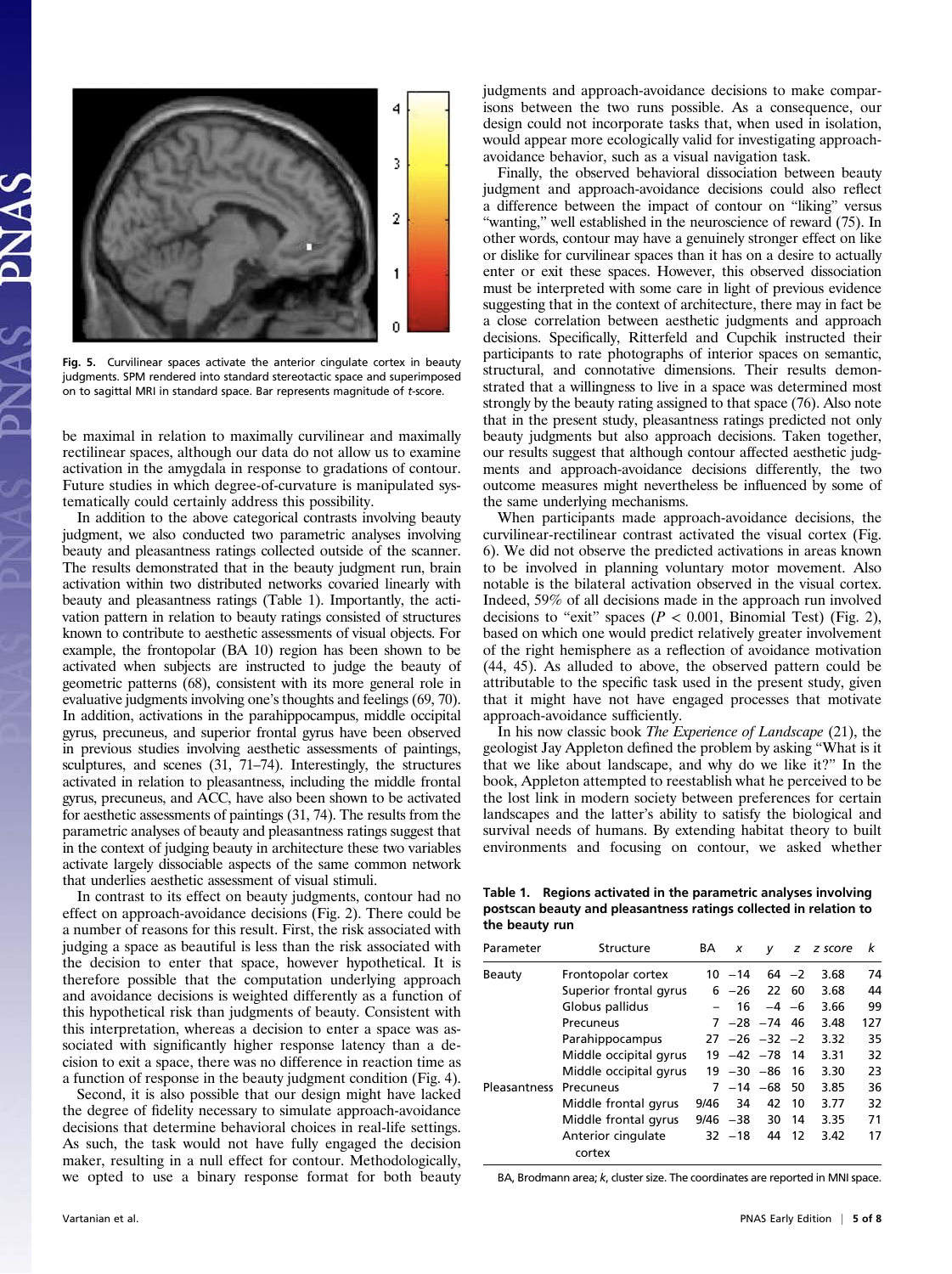Fig. 5. Curvilinear spaces activate the anterior cingulate cortex in beauty judgments. SPM rendered into standard stereotactic space and superimposed on to sagittal MRI in standard space. Bar represents magnitude of *t*-score.

be maximal in relation to maximally curvilinear and maximally rectilinear spaces, although our data do not allow us to examine activation in the amygdala in response to gradations of contour. Future studies in which degree-of-curvature is manipulated systematically could certainly address this possibility.

In addition to the above categorical contrasts involving beauty judgment, we also conducted two parametric analyses involving beauty and pleasantness ratings collected outside of the scanner. The results demonstrated that in the beauty judgment run, brain activation within two distributed networks covaried linearly with beauty and pleasantness ratings (Table 1). Importantly, the activation pattern in relation to beauty ratings consisted of structures known to contribute to aesthetic assessments of visual objects. For example, the frontopolar (BA 10) region has been shown to be activated when subjects are instructed to judge the beauty of geometric patterns (68), consistent with its more general role in evaluative judgments involving one's thoughts and feelings (69, 70). In addition, activations in the parahippocampus, middle occipital gyrus, precuneus, and superior frontal gyrus have been observed in previous studies involving aesthetic assessments of paintings, sculptures, and scenes (31, 71–74). Interestingly, the structures activated in relation to pleasantness, including the middle frontal gyrus, precuneus, and ACC, have also been shown to be activated for aesthetic assessments of paintings (31, 74). The results from the parametric analyses of beauty and pleasantness ratings suggest that in the context of judging beauty in architecture these two variables activate largely dissociable aspects of the same common network that underlies aesthetic assessment of visual stimuli.

In contrast to its effect on beauty judgments, contour had no effect on approach-avoidance decisions (Fig. 2). There could be a number of reasons for this result. First, the risk associated with judging a space as beautiful is less than the risk associated with the decision to enter that space, however hypothetical. It is therefore possible that the computation underlying approach and avoidance decisions is weighted differently as a function of this hypothetical risk than judgments of beauty. Consistent with this interpretation, whereas a decision to enter a space was associated with significantly higher response latency than a decision to exit a space, there was no difference in reaction time as a function of response in the beauty judgment condition (Fig. 4).

Second, it is also possible that our design might have lacked the degree of fidelity necessary to simulate approach-avoidance decisions that determine behavioral choices in real-life settings. As such, the task would not have fully engaged the decision maker, resulting in a null effect for contour. Methodologically, we opted to use a binary response format for both beauty judgments and approach-avoidance decisions to make comparisons between the two runs possible. As a consequence, our design could not incorporate tasks that, when used in isolation, would appear more ecologically valid for investigating approach-avoidance behavior, such as a visual navigation task.

Finally, the observed behavioral dissociation between beauty judgment and approach-avoidance decisions could also reflect a difference between the impact of contour on "liking" versus "wanting," well established in the neuroscience of reward (75). In other words, contour may have a genuinely stronger effect on like or dislike for curvilinear spaces than it has on a desire to actually enter or exit these spaces. However, this observed dissociation must be interpreted with some care in light of previous evidence suggesting that in the context of architecture, there may in fact be a close correlation between aesthetic judgments and approach decisions. Specifically, Ritterfeld and Cupchik instructed their participants to rate photographs of interior spaces on semantic, structural, and connotative dimensions. Their results demonstrated that a willingness to live in a space was determined most strongly by the beauty rating assigned to that space (76). Also note that in the present study, pleasantness ratings predicted not only beauty judgments but also approach decisions. Taken together, our results suggest that although contour affected aesthetic judgments and approach-avoidance decisions differently, the two outcome measures might nevertheless be influenced by some of the same underlying mechanisms.

When participants made approach-avoidance decisions, the curvilinear-rectilinear contrast activated the visual cortex (Fig. 6). We did not observe the predicted activations in areas known to be involved in planning voluntary motor movement. Also notable is the bilateral activation observed in the visual cortex. Indeed, 59% of all decisions made in the approach run involved decisions to "exit" spaces ($P < 0.001$, Binomial Test) (Fig. 2), based on which one would predict relatively greater involvement of the right hemisphere as a reflection of avoidance motivation (44, 45). As alluded to above, the observed pattern could be attributable to the specific task used in the present study, given that it might have not have engaged processes that motivate approach-avoidance sufficiently.

In his now classic book *The Experience of Landscape* (21), the geologist Jay Appleton defined the problem by asking "What is it that we like about landscape, and why do we like it?" In the book, Appleton attempted to reestablish what he perceived to be the lost link in modern society between preferences for certain landscapes and the latter's ability to satisfy the biological and survival needs of humans. By extending habitat theory to built environments and focusing on contour, we asked whether

**Table 1. Regions activated in the parametric analyses involving postscan beauty and pleasantness ratings collected in relation to the beauty run**

| Parameter | Structure | BA | *x* | *y* | *z* | *z* score | *k* |
|---|---|---|---|---|---|---|---|
| Beauty | Frontopolar cortex | 10 | −14 | 64 | −2 | 3.68 | 74 |
| | Superior frontal gyrus | 6 | −26 | 22 | 60 | 3.68 | 44 |
| | Globus pallidus | – | 16 | −4 | −6 | 3.66 | 99 |
| | Precuneus | 7 | −28 | −74 | 46 | 3.48 | 127 |
| | Parahippocampus | 27 | −26 | −32 | −2 | 3.32 | 35 |
| | Middle occipital gyrus | 19 | −42 | −78 | 14 | 3.31 | 32 |
| | Middle occipital gyrus | 19 | −30 | −86 | 16 | 3.30 | 23 |
| Pleasantness | Precuneus | 7 | −14 | −68 | 50 | 3.85 | 36 |
| | Middle frontal gyrus | 9/46 | 34 | 42 | 10 | 3.77 | 32 |
| | Middle frontal gyrus | 9/46 | −38 | 30 | 14 | 3.35 | 71 |
| | Anterior cingulate cortex | 32 | −18 | 44 | 12 | 3.42 | 17 |

BA, Brodmann area; *k*, cluster size. The coordinates are reported in MNI space.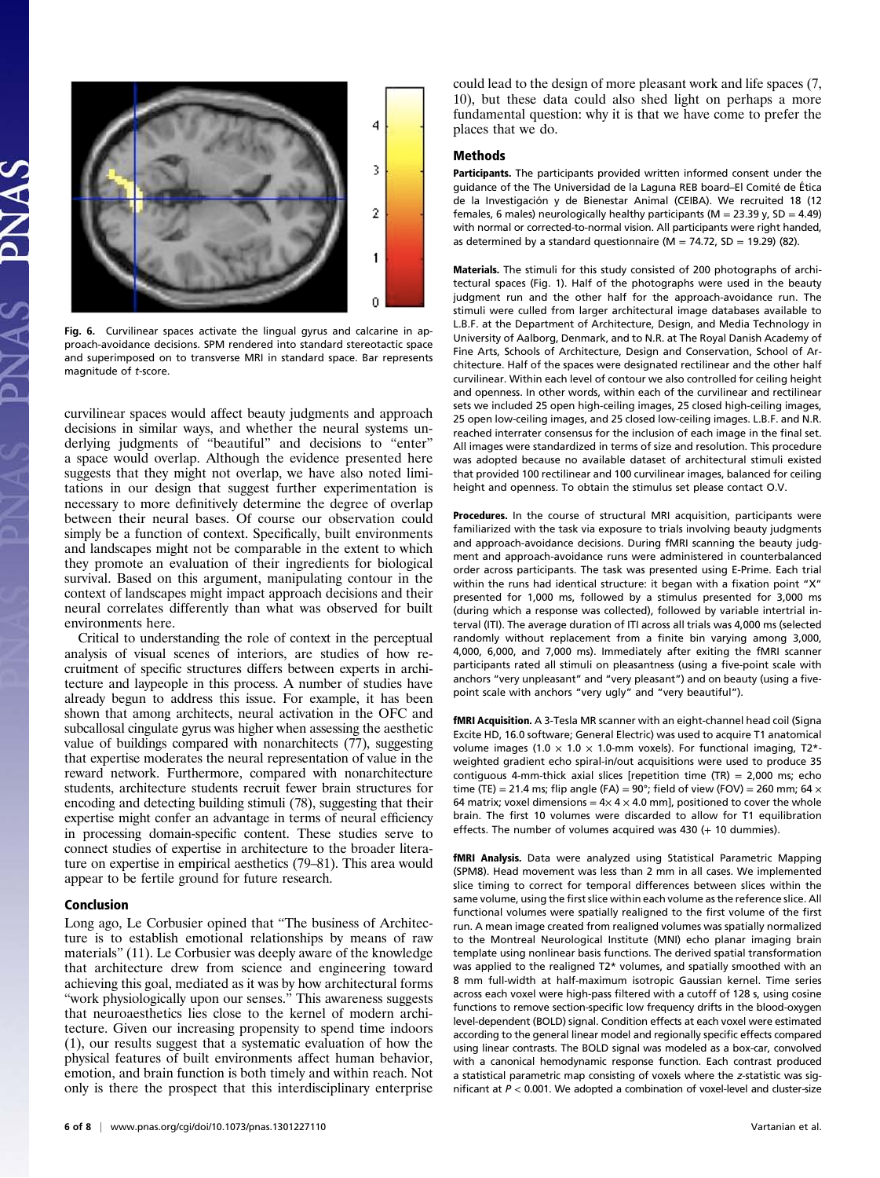Fig. 6. Curvilinear spaces activate the lingual gyrus and calcarine in approach-avoidance decisions. SPM rendered into standard stereotactic space and superimposed on to transverse MRI in standard space. Bar represents magnitude of t-score.

curvilinear spaces would affect beauty judgments and approach decisions in similar ways, and whether the neural systems underlying judgments of "beautiful" and decisions to "enter" a space would overlap. Although the evidence presented here suggests that they might not overlap, we have also noted limitations in our design that suggest further experimentation is necessary to more definitively determine the degree of overlap between their neural bases. Of course our observation could simply be a function of context. Specifically, built environments and landscapes might not be comparable in the extent to which they promote an evaluation of their ingredients for biological survival. Based on this argument, manipulating contour in the context of landscapes might impact approach decisions and their neural correlates differently than what was observed for built environments here.

Critical to understanding the role of context in the perceptual analysis of visual scenes of interiors, are studies of how recruitment of specific structures differs between experts in architecture and laypeople in this process. A number of studies have already begun to address this issue. For example, it has been shown that among architects, neural activation in the OFC and subcallosal cingulate gyrus was higher when assessing the aesthetic value of buildings compared with nonarchitects (77), suggesting that expertise moderates the neural representation of value in the reward network. Furthermore, compared with nonarchitecture students, architecture students recruit fewer brain structures for encoding and detecting building stimuli (78), suggesting that their expertise might confer an advantage in terms of neural efficiency in processing domain-specific content. These studies serve to connect studies of expertise in architecture to the broader literature on expertise in empirical aesthetics (79–81). This area would appear to be fertile ground for future research.

## Conclusion

Long ago, Le Corbusier opined that "The business of Architecture is to establish emotional relationships by means of raw materials" (11). Le Corbusier was deeply aware of the knowledge that architecture drew from science and engineering toward achieving this goal, mediated as it was by how architectural forms "work physiologically upon our senses." This awareness suggests that neuroaesthetics lies close to the kernel of modern architecture. Given our increasing propensity to spend time indoors (1), our results suggest that a systematic evaluation of how the physical features of built environments affect human behavior, emotion, and brain function is both timely and within reach. Not only is there the prospect that this interdisciplinary enterprise could lead to the design of more pleasant work and life spaces (7, 10), but these data could also shed light on perhaps a more fundamental question: why it is that we have come to prefer the places that we do.

## Methods

**Participants.** The participants provided written informed consent under the guidance of the The Universidad de la Laguna REB board–El Comité de Ética de la Investigación y de Bienestar Animal (CEIBA). We recruited 18 (12 females, 6 males) neurologically healthy participants (M = 23.39 y, SD = 4.49) with normal or corrected-to-normal vision. All participants were right handed, as determined by a standard questionnaire (M = 74.72, SD = 19.29) (82).

**Materials.** The stimuli for this study consisted of 200 photographs of architectural spaces (Fig. 1). Half of the photographs were used in the beauty judgment run and the other half for the approach-avoidance run. The stimuli were culled from larger architectural image databases available to L.B.F. at the Department of Architecture, Design, and Media Technology in University of Aalborg, Denmark, and to N.R. at The Royal Danish Academy of Fine Arts, Schools of Architecture, Design and Conservation, School of Architecture. Half of the spaces were designated rectilinear and the other half curvilinear. Within each level of contour we also controlled for ceiling height and openness. In other words, within each of the curvilinear and rectilinear sets we included 25 open high-ceiling images, 25 closed high-ceiling images, 25 open low-ceiling images, and 25 closed low-ceiling images. L.B.F. and N.R. reached interrater consensus for the inclusion of each image in the final set. All images were standardized in terms of size and resolution. This procedure was adopted because no available dataset of architectural stimuli existed that provided 100 rectilinear and 100 curvilinear images, balanced for ceiling height and openness. To obtain the stimulus set please contact O.V.

**Procedures.** In the course of structural MRI acquisition, participants were familiarized with the task via exposure to trials involving beauty judgments and approach-avoidance decisions. During fMRI scanning the beauty judgment and approach-avoidance runs were administered in counterbalanced order across participants. The task was presented using E-Prime. Each trial within the runs had identical structure: it began with a fixation point "X" presented for 1,000 ms, followed by a stimulus presented for 3,000 ms (during which a response was collected), followed by variable intertrial interval (ITI). The average duration of ITI across all trials was 4,000 ms (selected randomly without replacement from a finite bin varying among 3,000, 4,000, 6,000, and 7,000 ms). Immediately after exiting the fMRI scanner participants rated all stimuli on pleasantness (using a five-point scale with anchors "very unpleasant" and "very pleasant") and on beauty (using a five-point scale with anchors "very ugly" and "very beautiful").

**fMRI Acquisition.** A 3-Tesla MR scanner with an eight-channel head coil (Signa Excite HD, 16.0 software; General Electric) was used to acquire T1 anatomical volume images ($1.0 \times 1.0 \times 1.0$-mm voxels). For functional imaging, T2*-weighted gradient echo spiral-in/out acquisitions were used to produce 35 contiguous 4-mm-thick axial slices [repetition time (TR) = 2,000 ms; echo time (TE) = 21.4 ms; flip angle (FA) = 90°; field of view (FOV) = 260 mm; $64 \times 64$ matrix; voxel dimensions = $4 \times 4 \times 4.0$ mm], positioned to cover the whole brain. The first 10 volumes were discarded to allow for T1 equilibration effects. The number of volumes acquired was 430 (+ 10 dummies).

**fMRI Analysis.** Data were analyzed using Statistical Parametric Mapping (SPM8). Head movement was less than 2 mm in all cases. We implemented slice timing to correct for temporal differences between slices within the same volume, using the first slice within each volume as the reference slice. All functional volumes were spatially realigned to the first volume of the first run. A mean image created from realigned volumes was spatially normalized to the Montreal Neurological Institute (MNI) echo planar imaging brain template using nonlinear basis functions. The derived spatial transformation was applied to the realigned T2* volumes, and spatially smoothed with an 8 mm full-width at half-maximum isotropic Gaussian kernel. Time series across each voxel were high-pass filtered with a cutoff of 128 s, using cosine functions to remove section-specific low frequency drifts in the blood-oxygen level-dependent (BOLD) signal. Condition effects at each voxel were estimated according to the general linear model and regionally specific effects compared using linear contrasts. The BOLD signal was modeled as a box-car, convolved with a canonical hemodynamic response function. Each contrast produced a statistical parametric map consisting of voxels where the z-statistic was significant at $P < 0.001$. We adopted a combination of voxel-level and cluster-size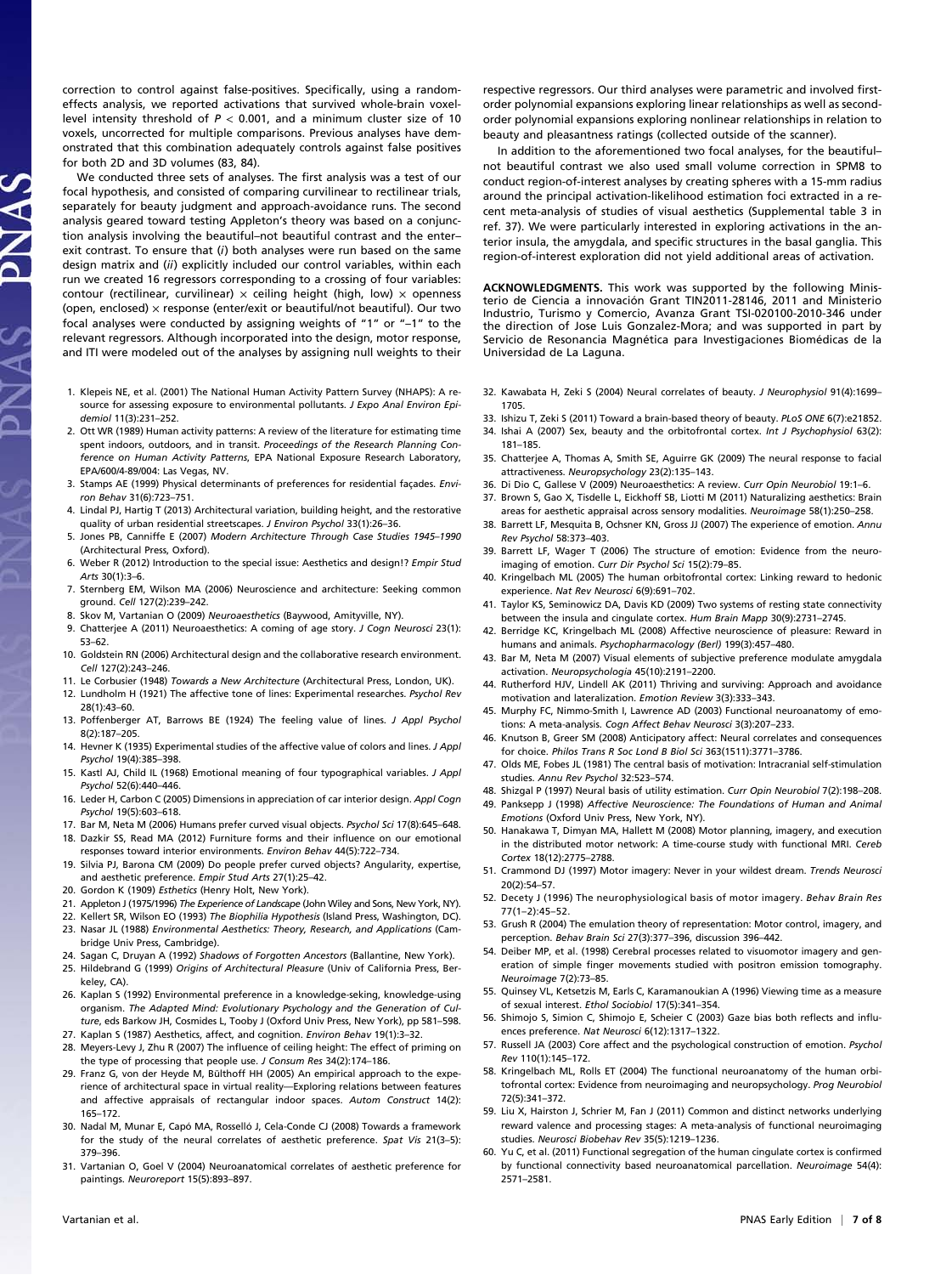correction to control against false-positives. Specifically, using a random-effects analysis, we reported activations that survived whole-brain voxel-level intensity threshold of $P < 0.001$, and a minimum cluster size of 10 voxels, uncorrected for multiple comparisons. Previous analyses have demonstrated that this combination adequately controls against false positives for both 2D and 3D volumes (83, 84).

We conducted three sets of analyses. The first analysis was a test of our focal hypothesis, and consisted of comparing curvilinear to rectilinear trials, separately for beauty judgment and approach-avoidance runs. The second analysis geared toward testing Appleton's theory was based on a conjunction analysis involving the beautiful–not beautiful contrast and the enter–exit contrast. To ensure that (*i*) both analyses were run based on the same design matrix and (*ii*) explicitly included our control variables, within each run we created 16 regressors corresponding to a crossing of four variables: contour (rectilinear, curvilinear) × ceiling height (high, low) × openness (open, enclosed) × response (enter/exit or beautiful/not beautiful). Our two focal analyses were conducted by assigning weights of "1" or "−1" to the relevant regressors. Although incorporated into the design, motor response, and ITI were modeled out of the analyses by assigning null weights to their respective regressors. Our third analyses were parametric and involved first-order polynomial expansions exploring linear relationships as well as second-order polynomial expansions exploring nonlinear relationships in relation to beauty and pleasantness ratings (collected outside of the scanner).

In addition to the aforementioned two focal analyses, for the beautiful–not beautiful contrast we also used small volume correction in SPM8 to conduct region-of-interest analyses by creating spheres with a 15-mm radius around the principal activation-likelihood estimation foci extracted in a recent meta-analysis of studies of visual aesthetics (Supplemental table 3 in ref. 37). We were particularly interested in exploring activations in the anterior insula, the amygdala, and specific structures in the basal ganglia. This region-of-interest exploration did not yield additional areas of activation.

**ACKNOWLEDGMENTS.** This work was supported by the following Ministerio de Ciencia a innovación Grant TIN2011-28146, 2011 and Ministerio Industrio, Turismo y Comercio, Avanza Grant TSI-020100-2010-346 under the direction of Jose Luis Gonzalez-Mora; and was supported in part by Servicio de Resonancia Magnética para Investigaciones Biomédicas de la Universidad de La Laguna.

1. Klepeis NE, et al. (2001) The National Human Activity Pattern Survey (NHAPS): A resource for assessing exposure to environmental pollutants. *J Expo Anal Environ Epidemiol* 11(3):231–252.
2. Ott WR (1989) Human activity patterns: A review of the literature for estimating time spent indoors, outdoors, and in transit. *Proceedings of the Research Planning Conference on Human Activity Patterns*, EPA National Exposure Research Laboratory, EPA/600/4-89/004: Las Vegas, NV.
3. Stamps AE (1999) Physical determinants of preferences for residential façades. *Environ Behav* 31(6):723–751.
4. Lindal PJ, Hartig T (2013) Architectural variation, building height, and the restorative quality of urban residential streetscapes. *J Environ Psychol* 33(1):26–36.
5. Jones PB, Canniffe E (2007) *Modern Architecture Through Case Studies 1945–1990* (Architectural Press, Oxford).
6. Weber R (2012) Introduction to the special issue: Aesthetics and design!? *Empir Stud Arts* 30(1):3–6.
7. Sternberg EM, Wilson MA (2006) Neuroscience and architecture: Seeking common ground. *Cell* 127(2):239–242.
8. Skov M, Vartanian O (2009) *Neuroaesthetics* (Baywood, Amityville, NY).
9. Chatterjee A (2011) Neuroaesthetics: A coming of age story. *J Cogn Neurosci* 23(1): 53–62.
10. Goldstein RN (2006) Architectural design and the collaborative research environment. *Cell* 127(2):243–246.
11. Le Corbusier (1948) *Towards a New Architecture* (Architectural Press, London, UK).
12. Lundholm H (1921) The affective tone of lines: Experimental researches. *Psychol Rev* 28(1):43–60.
13. Poffenberger AT, Barrows BE (1924) The feeling value of lines. *J Appl Psychol* 8(2):187–205.
14. Hevner K (1935) Experimental studies of the affective value of colors and lines. *J Appl Psychol* 19(4):385–398.
15. Kastl AJ, Child IL (1968) Emotional meaning of four typographical variables. *J Appl Psychol* 52(6):440–446.
16. Leder H, Carbon C (2005) Dimensions in appreciation of car interior design. *Appl Cogn Psychol* 19(5):603–618.
17. Bar M, Neta M (2006) Humans prefer curved visual objects. *Psychol Sci* 17(8):645–648.
18. Dazkir SS, Read MA (2012) Furniture forms and their influence on our emotional responses toward interior environments. *Environ Behav* 44(5):722–734.
19. Silvia PJ, Barona CM (2009) Do people prefer curved objects? Angularity, expertise, and aesthetic preference. *Empir Stud Arts* 27(1):25–42.
20. Gordon K (1909) *Esthetics* (Henry Holt, New York).
21. Appleton J (1975/1996) *The Experience of Landscape* (John Wiley and Sons, New York, NY).
22. Kellert SR, Wilson EO (1993) *The Biophilia Hypothesis* (Island Press, Washington, DC).
23. Nasar JL (1988) *Environmental Aesthetics: Theory, Research, and Applications* (Cambridge Univ Press, Cambridge).
24. Sagan C, Druyan A (1992) *Shadows of Forgotten Ancestors* (Ballantine, New York).
25. Hildebrand G (1999) *Origins of Architectural Pleasure* (Univ of California Press, Berkeley, CA).
26. Kaplan S (1992) Environmental preference in a knowledge-seking, knowledge-using organism. *The Adapted Mind: Evolutionary Psychology and the Generation of Culture*, eds Barkow JH, Cosmides L, Tooby J (Oxford Univ Press, New York), pp 581–598.
27. Kaplan S (1987) Aesthetics, affect, and cognition. *Environ Behav* 19(1):3–32.
28. Meyers-Levy J, Zhu R (2007) The influence of ceiling height: The effect of priming on the type of processing that people use. *J Consum Res* 34(2):174–186.
29. Franz G, von der Heyde M, Bülthoff HH (2005) An empirical approach to the experience of architectural space in virtual reality—Exploring relations between features and affective appraisals of rectangular indoor spaces. *Autom Construct* 14(2): 165–172.
30. Nadal M, Munar E, Capó MA, Rosselló J, Cela-Conde CJ (2008) Towards a framework for the study of the neural correlates of aesthetic preference. *Spat Vis* 21(3–5): 379–396.
31. Vartanian O, Goel V (2004) Neuroanatomical correlates of aesthetic preference for paintings. *Neuroreport* 15(5):893–897.
32. Kawabata H, Zeki S (2004) Neural correlates of beauty. *J Neurophysiol* 91(4):1699–1705.
33. Ishizu T, Zeki S (2011) Toward a brain-based theory of beauty. *PLoS ONE* 6(7):e21852.
34. Ishai A (2007) Sex, beauty and the orbitofrontal cortex. *Int J Psychophysiol* 63(2): 181–185.
35. Chatterjee A, Thomas A, Smith SE, Aguirre GK (2009) The neural response to facial attractiveness. *Neuropsychology* 23(2):135–143.
36. Di Dio C, Gallese V (2009) Neuroaesthetics: A review. *Curr Opin Neurobiol* 19:1–6.
37. Brown S, Gao X, Tisdelle L, Eickhoff SB, Liotti M (2011) Naturalizing aesthetics: Brain areas for aesthetic appraisal across sensory modalities. *Neuroimage* 58(1):250–258.
38. Barrett LF, Mesquita B, Ochsner KN, Gross JJ (2007) The experience of emotion. *Annu Rev Psychol* 58:373–403.
39. Barrett LF, Wager T (2006) The structure of emotion: Evidence from the neuroimaging of emotion. *Curr Dir Psychol Sci* 15(2):79–85.
40. Kringelbach ML (2005) The human orbitofrontal cortex: Linking reward to hedonic experience. *Nat Rev Neurosci* 6(9):691–702.
41. Taylor KS, Seminowicz DA, Davis KD (2009) Two systems of resting state connectivity between the insula and cingulate cortex. *Hum Brain Mapp* 30(9):2731–2745.
42. Berridge KC, Kringelbach ML (2008) Affective neuroscience of pleasure: Reward in humans and animals. *Psychopharmacology (Berl)* 199(3):457–480.
43. Bar M, Neta M (2007) Visual elements of subjective preference modulate amygdala activation. *Neuropsychologia* 45(10):2191–2200.
44. Rutherford HJV, Lindell AK (2011) Thriving and surviving: Approach and avoidance motivation and lateralization. *Emotion Review* 3(3):333–343.
45. Murphy FC, Nimmo-Smith I, Lawrence AD (2003) Functional neuroanatomy of emotions: A meta-analysis. *Cogn Affect Behav Neurosci* 3(3):207–233.
46. Knutson B, Greer SM (2008) Anticipatory affect: Neural correlates and consequences for choice. *Philos Trans R Soc Lond B Biol Sci* 363(1511):3771–3786.
47. Olds ME, Fobes JL (1981) The central basis of motivation: Intracranial self-stimulation studies. *Annu Rev Psychol* 32:523–574.
48. Shizgal P (1997) Neural basis of utility estimation. *Curr Opin Neurobiol* 7(2):198–208.
49. Panksepp J (1998) *Affective Neuroscience: The Foundations of Human and Animal Emotions* (Oxford Univ Press, New York, NY).
50. Hanakawa T, Dimyan MA, Hallett M (2008) Motor planning, imagery, and execution in the distributed motor network: A time-course study with functional MRI. *Cereb Cortex* 18(12):2775–2788.
51. Crammond DJ (1997) Motor imagery: Never in your wildest dream. *Trends Neurosci* 20(2):54–57.
52. Decety J (1996) The neurophysiological basis of motor imagery. *Behav Brain Res* 77(1–2):45–52.
53. Grush R (2004) The emulation theory of representation: Motor control, imagery, and perception. *Behav Brain Sci* 27(3):377–396, discussion 396–442.
54. Deiber MP, et al. (1998) Cerebral processes related to visuomotor imagery and generation of simple finger movements studied with positron emission tomography. *Neuroimage* 7(2):73–85.
55. Quinsey VL, Ketsetzis M, Earls C, Karamanoukian A (1996) Viewing time as a measure of sexual interest. *Ethol Sociobiol* 17(5):341–354.
56. Shimojo S, Simion C, Shimojo E, Scheier C (2003) Gaze bias both reflects and influences preference. *Nat Neurosci* 6(12):1317–1322.
57. Russell JA (2003) Core affect and the psychological construction of emotion. *Psychol Rev* 110(1):145–172.
58. Kringelbach ML, Rolls ET (2004) The functional neuroanatomy of the human orbitofrontal cortex: Evidence from neuroimaging and neuropsychology. *Prog Neurobiol* 72(5):341–372.
59. Liu X, Hairston J, Schrier M, Fan J (2011) Common and distinct networks underlying reward valence and processing stages: A meta-analysis of functional neuroimaging studies. *Neurosci Biobehav Rev* 35(5):1219–1236.
60. Yu C, et al. (2011) Functional segregation of the human cingulate cortex is confirmed by functional connectivity based neuroanatomical parcellation. *Neuroimage* 54(4): 2571–2581.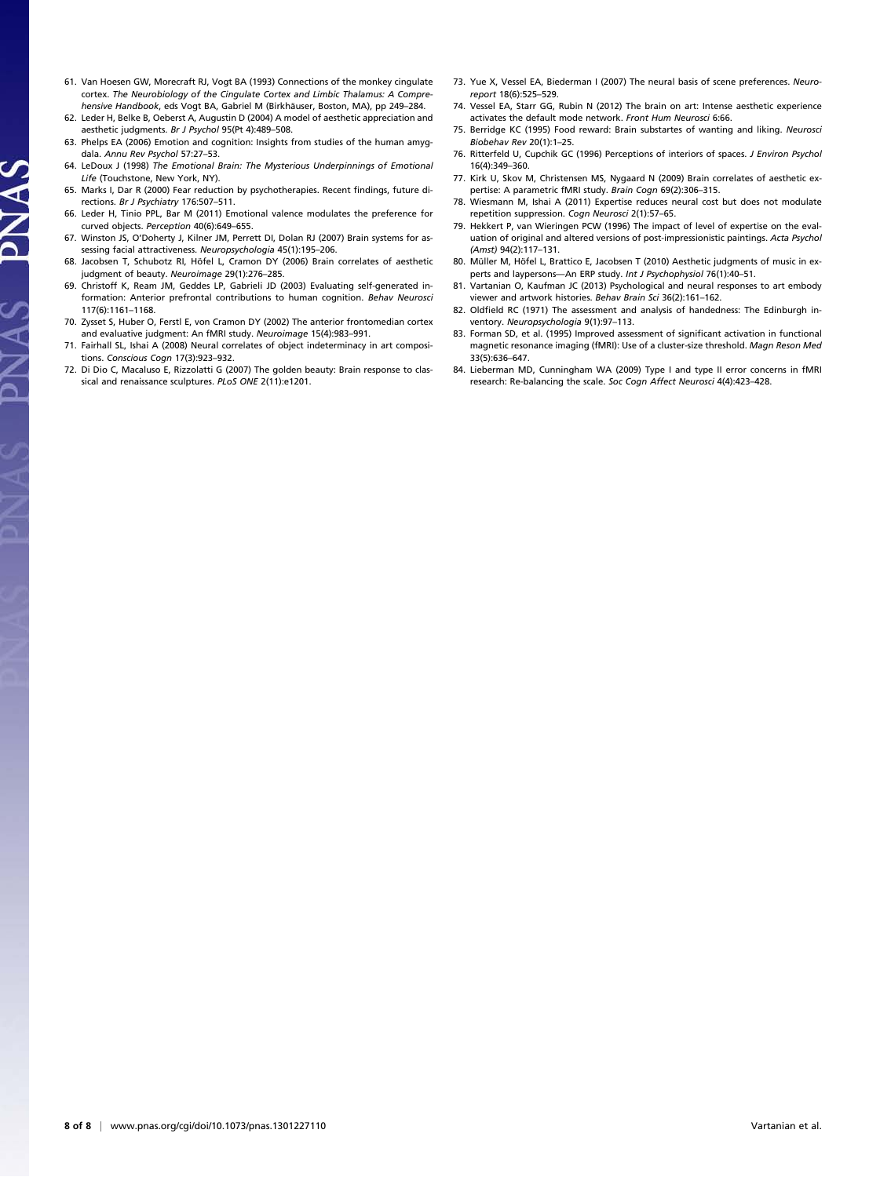61. Van Hoesen GW, Morecraft RJ, Vogt BA (1993) Connections of the monkey cingulate cortex. *The Neurobiology of the Cingulate Cortex and Limbic Thalamus: A Comprehensive Handbook*, eds Vogt BA, Gabriel M (Birkhäuser, Boston, MA), pp 249–284.
62. Leder H, Belke B, Oeberst A, Augustin D (2004) A model of aesthetic appreciation and aesthetic judgments. *Br J Psychol* 95(Pt 4):489–508.
63. Phelps EA (2006) Emotion and cognition: Insights from studies of the human amygdala. *Annu Rev Psychol* 57:27–53.
64. LeDoux J (1998) *The Emotional Brain: The Mysterious Underpinnings of Emotional Life* (Touchstone, New York, NY).
65. Marks I, Dar R (2000) Fear reduction by psychotherapies. Recent findings, future directions. *Br J Psychiatry* 176:507–511.
66. Leder H, Tinio PPL, Bar M (2011) Emotional valence modulates the preference for curved objects. *Perception* 40(6):649–655.
67. Winston JS, O'Doherty J, Kilner JM, Perrett DI, Dolan RJ (2007) Brain systems for assessing facial attractiveness. *Neuropsychologia* 45(1):195–206.
68. Jacobsen T, Schubotz RI, Höfel L, Cramon DY (2006) Brain correlates of aesthetic judgment of beauty. *Neuroimage* 29(1):276–285.
69. Christoff K, Ream JM, Geddes LP, Gabrieli JD (2003) Evaluating self-generated information: Anterior prefrontal contributions to human cognition. *Behav Neurosci* 117(6):1161–1168.
70. Zysset S, Huber O, Ferstl E, von Cramon DY (2002) The anterior frontomedian cortex and evaluative judgment: An fMRI study. *Neuroimage* 15(4):983–991.
71. Fairhall SL, Ishai A (2008) Neural correlates of object indeterminacy in art compositions. *Conscious Cogn* 17(3):923–932.
72. Di Dio C, Macaluso E, Rizzolatti G (2007) The golden beauty: Brain response to classical and renaissance sculptures. *PLoS ONE* 2(11):e1201.
73. Yue X, Vessel EA, Biederman I (2007) The neural basis of scene preferences. *Neuroreport* 18(6):525–529.
74. Vessel EA, Starr GG, Rubin N (2012) The brain on art: Intense aesthetic experience activates the default mode network. *Front Hum Neurosci* 6:66.
75. Berridge KC (1995) Food reward: Brain substartes of wanting and liking. *Neurosci Biobehav Rev* 20(1):1–25.
76. Ritterfeld U, Cupchik GC (1996) Perceptions of interiors of spaces. *J Environ Psychol* 16(4):349–360.
77. Kirk U, Skov M, Christensen MS, Nygaard N (2009) Brain correlates of aesthetic expertise: A parametric fMRI study. *Brain Cogn* 69(2):306–315.
78. Wiesmann M, Ishai A (2011) Expertise reduces neural cost but does not modulate repetition suppression. *Cogn Neurosci* 2(1):57–65.
79. Hekkert P, van Wieringen PCW (1996) The impact of level of expertise on the evaluation of original and altered versions of post-impressionistic paintings. *Acta Psychol (Amst)* 94(2):117–131.
80. Müller M, Höfel L, Brattico E, Jacobsen T (2010) Aesthetic judgments of music in experts and laypersons—An ERP study. *Int J Psychophysiol* 76(1):40–51.
81. Vartanian O, Kaufman JC (2013) Psychological and neural responses to art embody viewer and artwork histories. *Behav Brain Sci* 36(2):161–162.
82. Oldfield RC (1971) The assessment and analysis of handedness: The Edinburgh inventory. *Neuropsychologia* 9(1):97–113.
83. Forman SD, et al. (1995) Improved assessment of significant activation in functional magnetic resonance imaging (fMRI): Use of a cluster-size threshold. *Magn Reson Med* 33(5):636–647.
84. Lieberman MD, Cunningham WA (2009) Type I and type II error concerns in fMRI research: Re-balancing the scale. *Soc Cogn Affect Neurosci* 4(4):423–428.